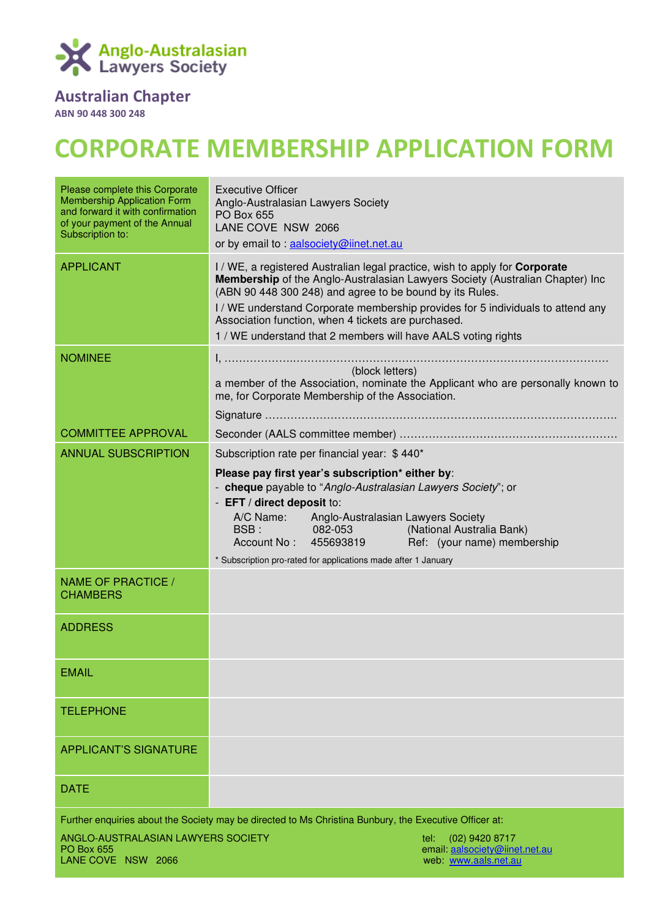Anglo-Australasian Lawyers Society

## Australian Chapter

**ABN 90 448 300 248**

# CORPORATE MEMBERSHIP APPLICATION FORM

| | |
|---|---|
| Please complete this Corporate Membership Application Form and forward it with confirmation of your payment of the Annual Subscription to: | Executive Officer<br>Anglo-Australasian Lawyers Society<br>PO Box 655<br>LANE COVE NSW 2066<br>or by email to : aalsociety@iinet.net.au |
| APPLICANT | I / WE, a registered Australian legal practice, wish to apply for **Corporate Membership** of the Anglo-Australasian Lawyers Society (Australian Chapter) Inc (ABN 90 448 300 248) and agree to be bound by its Rules.<br>I / WE understand Corporate membership provides for 5 individuals to attend any Association function, when 4 tickets are purchased.<br>1 / WE understand that 2 members will have AALS voting rights |
| NOMINEE | I, ……………………………………………………………………………………<br>(block letters)<br>a member of the Association, nominate the Applicant who are personally known to me, for Corporate Membership of the Association.<br>Signature …………………………………………………………………………… |
| COMMITTEE APPROVAL | Seconder (AALS committee member) ………………………………………………… |
| ANNUAL SUBSCRIPTION | Subscription rate per financial year: $ 440*<br>**Please pay first year's subscription* either by**:<br>- **cheque** payable to "*Anglo-Australasian Lawyers Society*"; or<br>- **EFT** / **direct deposit** to:<br>A/C Name: Anglo-Australasian Lawyers Society<br>BSB : 082-053 (National Australia Bank)<br>Account No : 455693819 Ref: (your name) membership<br>* Subscription pro-rated for applications made after 1 January |
| NAME OF PRACTICE / CHAMBERS | |
| ADDRESS | |
| EMAIL | |
| TELEPHONE | |
| APPLICANT'S SIGNATURE | |
| DATE | |

Further enquiries about the Society may be directed to Ms Christina Bunbury, the Executive Officer at:

ANGLO-AUSTRALASIAN LAWYERS SOCIETY
PO Box 655
LANE COVE NSW 2066

tel: (02) 9420 8717
email: aalsociety@iinet.net.au
web: www.aals.net.au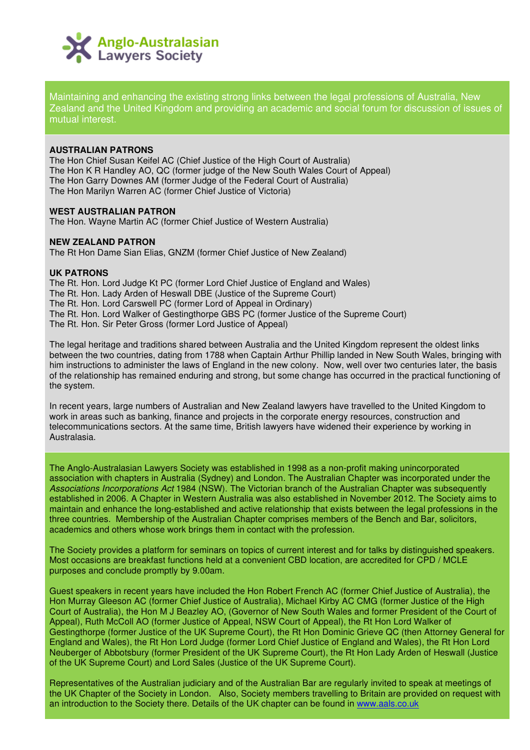# Anglo-Australasian Lawyers Society

Maintaining and enhancing the existing strong links between the legal professions of Australia, New Zealand and the United Kingdom and providing an academic and social forum for discussion of issues of mutual interest.

**AUSTRALIAN PATRONS**

The Hon Chief Susan Keifel AC (Chief Justice of the High Court of Australia)
The Hon K R Handley AO, QC (former judge of the New South Wales Court of Appeal)
The Hon Garry Downes AM (former Judge of the Federal Court of Australia)
The Hon Marilyn Warren AC (former Chief Justice of Victoria)

**WEST AUSTRALIAN PATRON**

The Hon. Wayne Martin AC (former Chief Justice of Western Australia)

**NEW ZEALAND PATRON**

The Rt Hon Dame Sian Elias, GNZM (former Chief Justice of New Zealand)

**UK PATRONS**

The Rt. Hon. Lord Judge Kt PC (former Lord Chief Justice of England and Wales)
The Rt. Hon. Lady Arden of Heswall DBE (Justice of the Supreme Court)
The Rt. Hon. Lord Carswell PC (former Lord of Appeal in Ordinary)
The Rt. Hon. Lord Walker of Gestingthorpe GBS PC (former Justice of the Supreme Court)
The Rt. Hon. Sir Peter Gross (former Lord Justice of Appeal)

The legal heritage and traditions shared between Australia and the United Kingdom represent the oldest links between the two countries, dating from 1788 when Captain Arthur Phillip landed in New South Wales, bringing with him instructions to administer the laws of England in the new colony. Now, well over two centuries later, the basis of the relationship has remained enduring and strong, but some change has occurred in the practical functioning of the system.

In recent years, large numbers of Australian and New Zealand lawyers have travelled to the United Kingdom to work in areas such as banking, finance and projects in the corporate energy resources, construction and telecommunications sectors. At the same time, British lawyers have widened their experience by working in Australasia.

The Anglo-Australasian Lawyers Society was established in 1998 as a non-profit making unincorporated association with chapters in Australia (Sydney) and London. The Australian Chapter was incorporated under the *Associations Incorporations Act* 1984 (NSW). The Victorian branch of the Australian Chapter was subsequently established in 2006. A Chapter in Western Australia was also established in November 2012. The Society aims to maintain and enhance the long-established and active relationship that exists between the legal professions in the three countries. Membership of the Australian Chapter comprises members of the Bench and Bar, solicitors, academics and others whose work brings them in contact with the profession.

The Society provides a platform for seminars on topics of current interest and for talks by distinguished speakers. Most occasions are breakfast functions held at a convenient CBD location, are accredited for CPD / MCLE purposes and conclude promptly by 9.00am.

Guest speakers in recent years have included the Hon Robert French AC (former Chief Justice of Australia), the Hon Murray Gleeson AC (former Chief Justice of Australia), Michael Kirby AC CMG (former Justice of the High Court of Australia), the Hon M J Beazley AO, (Governor of New South Wales and former President of the Court of Appeal), Ruth McColl AO (former Justice of Appeal, NSW Court of Appeal), the Rt Hon Lord Walker of Gestingthorpe (former Justice of the UK Supreme Court), the Rt Hon Dominic Grieve QC (then Attorney General for England and Wales), the Rt Hon Lord Judge (former Lord Chief Justice of England and Wales), the Rt Hon Lord Neuberger of Abbotsbury (former President of the UK Supreme Court), the Rt Hon Lady Arden of Heswall (Justice of the UK Supreme Court) and Lord Sales (Justice of the UK Supreme Court).

Representatives of the Australian judiciary and of the Australian Bar are regularly invited to speak at meetings of the UK Chapter of the Society in London. Also, Society members travelling to Britain are provided on request with an introduction to the Society there. Details of the UK chapter can be found in www.aals.co.uk